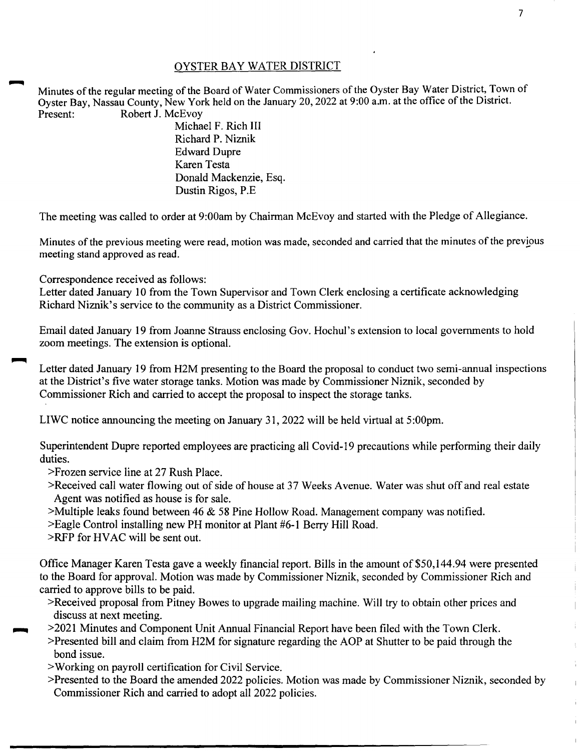## OYSTER BAY WATER DISTRICT

Minutes of the regular meeting of the Board of Water Commissioners of the Oyster Bay Water District, Town of Oyster Bay, Nassau County, New York held on the January 20, 2022 at 9:00 a.m. at the office of the District.

Present: Robert J. McEvoy
Michael F. Rich III
Richard P. Niznik
Edward Dupre
Karen Testa
Donald Mackenzie, Esq.
Dustin Rigos, P.E

The meeting was called to order at 9:00am by Chairman McEvoy and started with the Pledge of Allegiance.

Minutes of the previous meeting were read, motion was made, seconded and carried that the minutes of the previous meeting stand approved as read.

Correspondence received as follows:
Letter dated January 10 from the Town Supervisor and Town Clerk enclosing a certificate acknowledging Richard Niznik's service to the community as a District Commissioner.

Email dated January 19 from Joanne Strauss enclosing Gov. Hochul's extension to local governments to hold zoom meetings. The extension is optional.

Letter dated January 19 from H2M presenting to the Board the proposal to conduct two semi-annual inspections at the District's five water storage tanks. Motion was made by Commissioner Niznik, seconded by Commissioner Rich and carried to accept the proposal to inspect the storage tanks.

LIWC notice announcing the meeting on January 31, 2022 will be held virtual at 5:00pm.

Superintendent Dupre reported employees are practicing all Covid-19 precautions while performing their daily duties.

>Frozen service line at 27 Rush Place.
>Received call water flowing out of side of house at 37 Weeks Avenue. Water was shut off and real estate Agent was notified as house is for sale.
>Multiple leaks found between 46 & 58 Pine Hollow Road. Management company was notified.
>Eagle Control installing new PH monitor at Plant #6-1 Berry Hill Road.
>RFP for HVAC will be sent out.

Office Manager Karen Testa gave a weekly financial report. Bills in the amount of $50,144.94 were presented to the Board for approval. Motion was made by Commissioner Niznik, seconded by Commissioner Rich and carried to approve bills to be paid.

>Received proposal from Pitney Bowes to upgrade mailing machine. Will try to obtain other prices and discuss at next meeting.
>2021 Minutes and Component Unit Annual Financial Report have been filed with the Town Clerk.
>Presented bill and claim from H2M for signature regarding the AOP at Shutter to be paid through the bond issue.
>Working on payroll certification for Civil Service.
>Presented to the Board the amended 2022 policies. Motion was made by Commissioner Niznik, seconded by Commissioner Rich and carried to adopt all 2022 policies.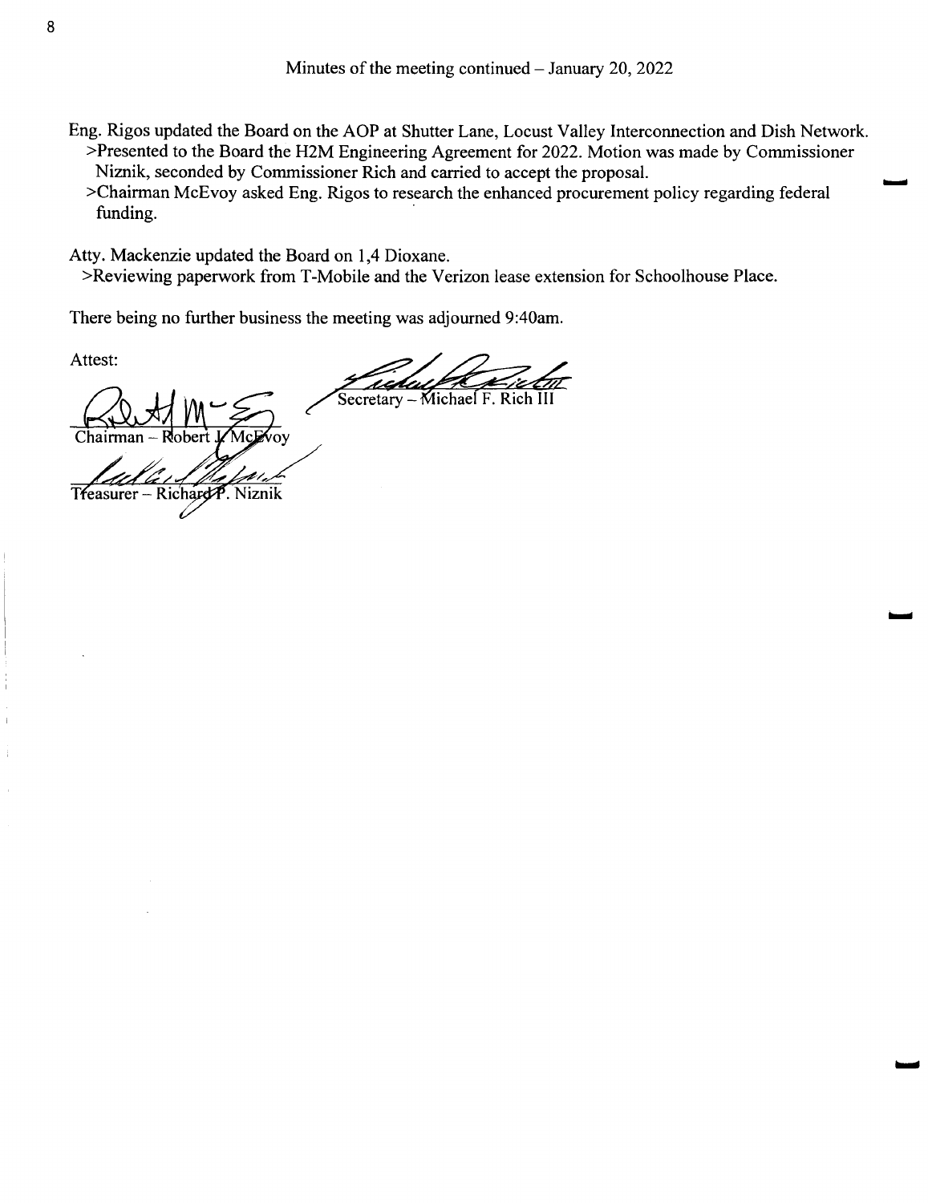Minutes of the meeting continued – January 20, 2022

Eng. Rigos updated the Board on the AOP at Shutter Lane, Locust Valley Interconnection and Dish Network.
>Presented to the Board the H2M Engineering Agreement for 2022. Motion was made by Commissioner Niznik, seconded by Commissioner Rich and carried to accept the proposal.
>Chairman McEvoy asked Eng. Rigos to research the enhanced procurement policy regarding federal funding.

Atty. Mackenzie updated the Board on 1,4 Dioxane.
>Reviewing paperwork from T-Mobile and the Verizon lease extension for Schoolhouse Place.

There being no further business the meeting was adjourned 9:40am.

Attest:

Chairman – Robert J. McEvoy

Treasurer – Richard P. Niznik

Secretary – Michael F. Rich III